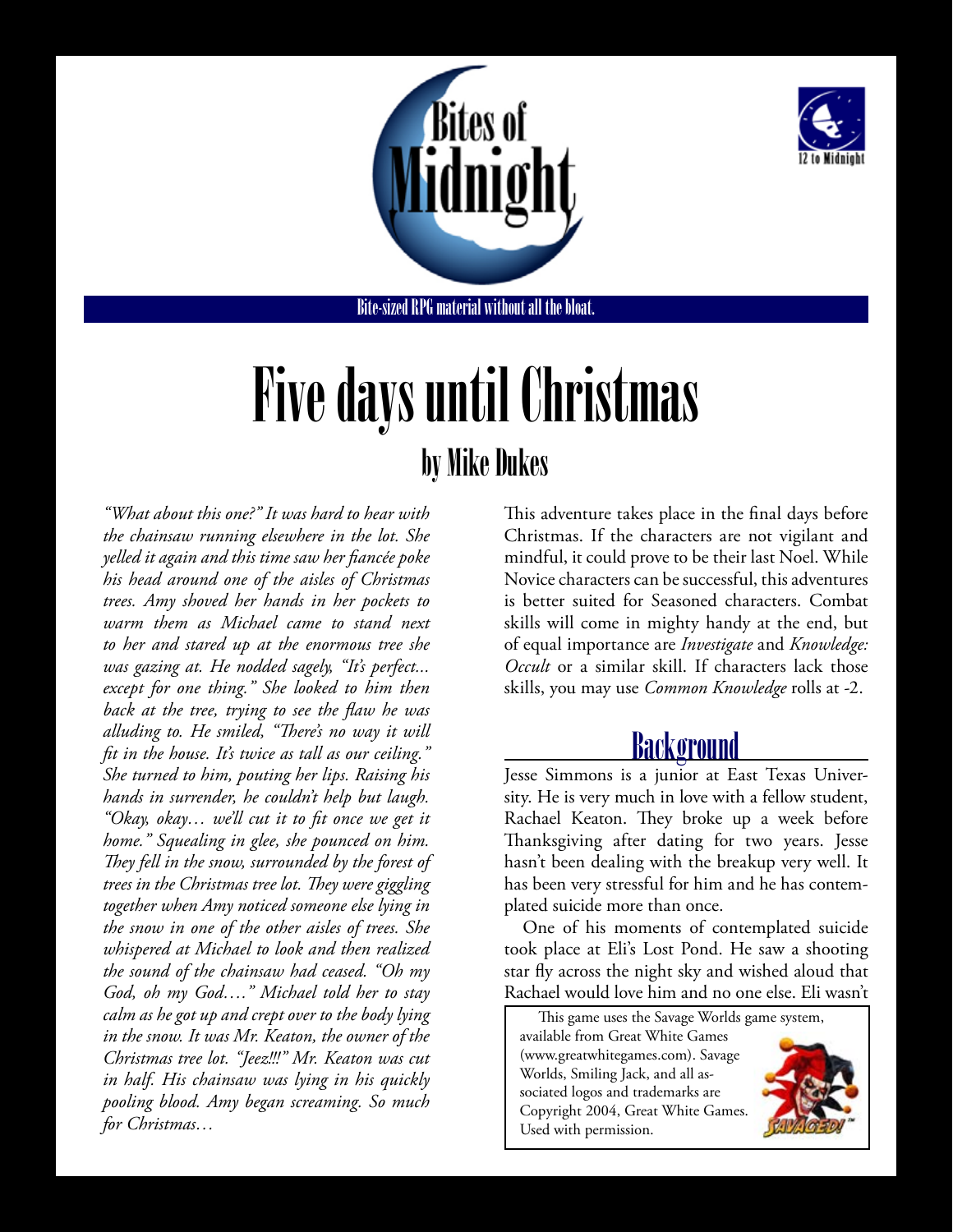# Bites of Midnight

Bite-sized RPG material without all the bloat.

# Five days until Christmas

## by Mike Dukes

*"What about this one?" It was hard to hear with the chainsaw running elsewhere in the lot. She yelled it again and this time saw her fiancée poke his head around one of the aisles of Christmas trees. Amy shoved her hands in her pockets to warm them as Michael came to stand next to her and stared up at the enormous tree she was gazing at. He nodded sagely, "It's perfect... except for one thing." She looked to him then back at the tree, trying to see the flaw he was alluding to. He smiled, "There's no way it will fit in the house. It's twice as tall as our ceiling." She turned to him, pouting her lips. Raising his hands in surrender, he couldn't help but laugh. "Okay, okay… we'll cut it to fit once we get it home." Squealing in glee, she pounced on him. They fell in the snow, surrounded by the forest of trees in the Christmas tree lot. They were giggling together when Amy noticed someone else lying in the snow in one of the other aisles of trees. She whispered at Michael to look and then realized the sound of the chainsaw had ceased. "Oh my God, oh my God…." Michael told her to stay calm as he got up and crept over to the body lying in the snow. It was Mr. Keaton, the owner of the Christmas tree lot. "Jeez!!!" Mr. Keaton was cut in half. His chainsaw was lying in his quickly pooling blood. Amy began screaming. So much for Christmas…*

This adventure takes place in the final days before Christmas. If the characters are not vigilant and mindful, it could prove to be their last Noel. While Novice characters can be successful, this adventures is better suited for Seasoned characters. Combat skills will come in mighty handy at the end, but of equal importance are *Investigate* and *Knowledge: Occult* or a similar skill. If characters lack those skills, you may use *Common Knowledge* rolls at -2.

## Background

Jesse Simmons is a junior at East Texas University. He is very much in love with a fellow student, Rachael Keaton. They broke up a week before Thanksgiving after dating for two years. Jesse hasn't been dealing with the breakup very well. It has been very stressful for him and he has contemplated suicide more than once.

One of his moments of contemplated suicide took place at Eli's Lost Pond. He saw a shooting star fly across the night sky and wished aloud that Rachael would love him and no one else. Eli wasn't

This game uses the Savage Worlds game system, available from Great White Games (www.greatwhitegames.com). Savage Worlds, Smiling Jack, and all associated logos and trademarks are Copyright 2004, Great White Games. Used with permission.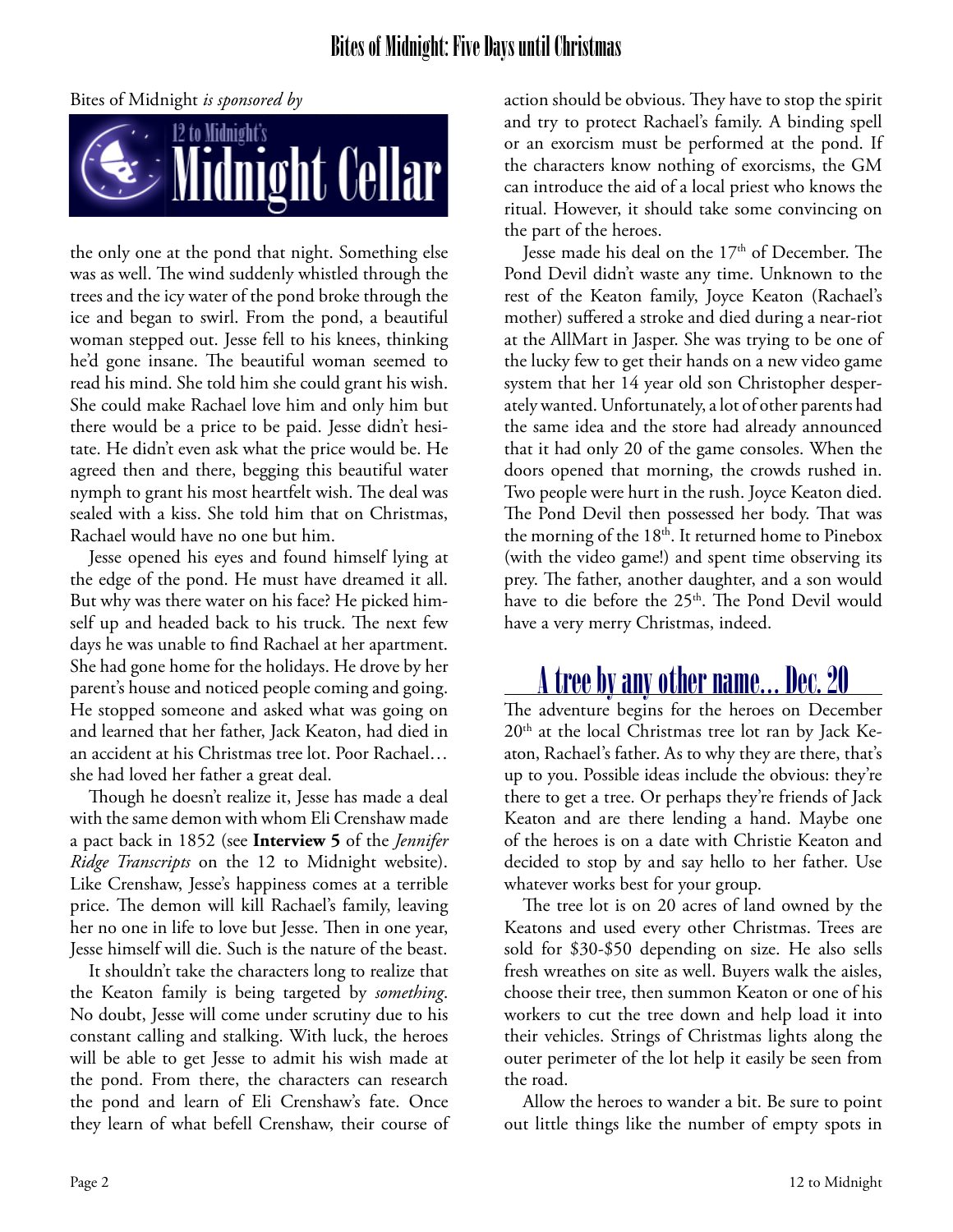Bites of Midnight *is sponsored by*

the only one at the pond that night. Something else was as well. The wind suddenly whistled through the trees and the icy water of the pond broke through the ice and began to swirl. From the pond, a beautiful woman stepped out. Jesse fell to his knees, thinking he'd gone insane. The beautiful woman seemed to read his mind. She told him she could grant his wish. She could make Rachael love him and only him but there would be a price to be paid. Jesse didn't hesitate. He didn't even ask what the price would be. He agreed then and there, begging this beautiful water nymph to grant his most heartfelt wish. The deal was sealed with a kiss. She told him that on Christmas, Rachael would have no one but him.

Jesse opened his eyes and found himself lying at the edge of the pond. He must have dreamed it all. But why was there water on his face? He picked himself up and headed back to his truck. The next few days he was unable to find Rachael at her apartment. She had gone home for the holidays. He drove by her parent's house and noticed people coming and going. He stopped someone and asked what was going on and learned that her father, Jack Keaton, had died in an accident at his Christmas tree lot. Poor Rachael… she had loved her father a great deal.

Though he doesn't realize it, Jesse has made a deal with the same demon with whom Eli Crenshaw made a pact back in 1852 (see **Interview 5** of the *Jennifer Ridge Transcripts* on the 12 to Midnight website). Like Crenshaw, Jesse's happiness comes at a terrible price. The demon will kill Rachael's family, leaving her no one in life to love but Jesse. Then in one year, Jesse himself will die. Such is the nature of the beast.

It shouldn't take the characters long to realize that the Keaton family is being targeted by *something*. No doubt, Jesse will come under scrutiny due to his constant calling and stalking. With luck, the heroes will be able to get Jesse to admit his wish made at the pond. From there, the characters can research the pond and learn of Eli Crenshaw's fate. Once they learn of what befell Crenshaw, their course of action should be obvious. They have to stop the spirit and try to protect Rachael's family. A binding spell or an exorcism must be performed at the pond. If the characters know nothing of exorcisms, the GM can introduce the aid of a local priest who knows the ritual. However, it should take some convincing on the part of the heroes.

Jesse made his deal on the 17th of December. The Pond Devil didn't waste any time. Unknown to the rest of the Keaton family, Joyce Keaton (Rachael's mother) suffered a stroke and died during a near-riot at the AllMart in Jasper. She was trying to be one of the lucky few to get their hands on a new video game system that her 14 year old son Christopher desperately wanted. Unfortunately, a lot of other parents had the same idea and the store had already announced that it had only 20 of the game consoles. When the doors opened that morning, the crowds rushed in. Two people were hurt in the rush. Joyce Keaton died. The Pond Devil then possessed her body. That was the morning of the 18th. It returned home to Pinebox (with the video game!) and spent time observing its prey. The father, another daughter, and a son would have to die before the 25th. The Pond Devil would have a very merry Christmas, indeed.

## A tree by any other name… Dec. 20

The adventure begins for the heroes on December 20th at the local Christmas tree lot ran by Jack Keaton, Rachael's father. As to why they are there, that's up to you. Possible ideas include the obvious: they're there to get a tree. Or perhaps they're friends of Jack Keaton and are there lending a hand. Maybe one of the heroes is on a date with Christie Keaton and decided to stop by and say hello to her father. Use whatever works best for your group.

The tree lot is on 20 acres of land owned by the Keatons and used every other Christmas. Trees are sold for $30-$50 depending on size. He also sells fresh wreathes on site as well. Buyers walk the aisles, choose their tree, then summon Keaton or one of his workers to cut the tree down and help load it into their vehicles. Strings of Christmas lights along the outer perimeter of the lot help it easily be seen from the road.

Allow the heroes to wander a bit. Be sure to point out little things like the number of empty spots in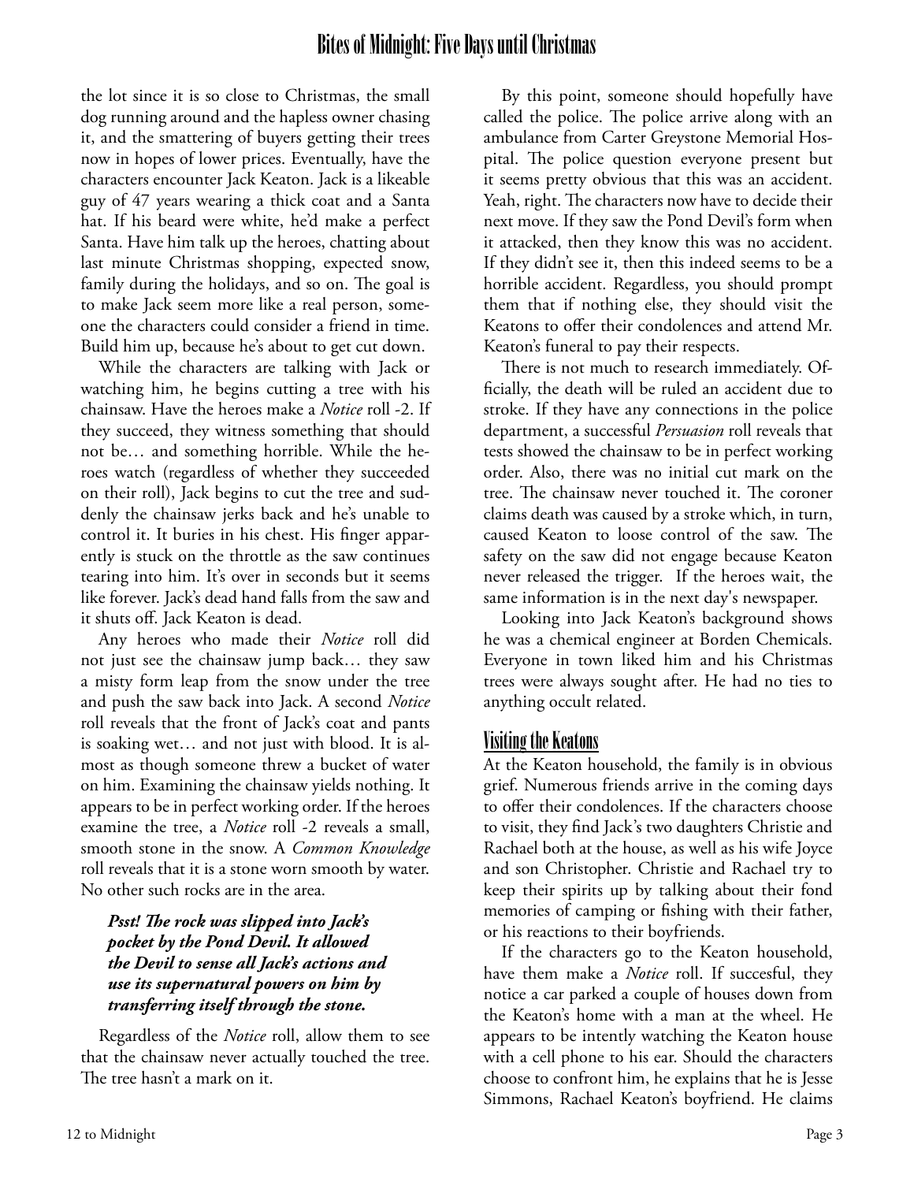the lot since it is so close to Christmas, the small dog running around and the hapless owner chasing it, and the smattering of buyers getting their trees now in hopes of lower prices. Eventually, have the characters encounter Jack Keaton. Jack is a likeable guy of 47 years wearing a thick coat and a Santa hat. If his beard were white, he'd make a perfect Santa. Have him talk up the heroes, chatting about last minute Christmas shopping, expected snow, family during the holidays, and so on. The goal is to make Jack seem more like a real person, someone the characters could consider a friend in time. Build him up, because he's about to get cut down.

While the characters are talking with Jack or watching him, he begins cutting a tree with his chainsaw. Have the heroes make a *Notice* roll -2. If they succeed, they witness something that should not be… and something horrible. While the heroes watch (regardless of whether they succeeded on their roll), Jack begins to cut the tree and suddenly the chainsaw jerks back and he's unable to control it. It buries in his chest. His finger apparently is stuck on the throttle as the saw continues tearing into him. It's over in seconds but it seems like forever. Jack's dead hand falls from the saw and it shuts off. Jack Keaton is dead.

Any heroes who made their *Notice* roll did not just see the chainsaw jump back… they saw a misty form leap from the snow under the tree and push the saw back into Jack. A second *Notice* roll reveals that the front of Jack's coat and pants is soaking wet… and not just with blood. It is almost as though someone threw a bucket of water on him. Examining the chainsaw yields nothing. It appears to be in perfect working order. If the heroes examine the tree, a *Notice* roll -2 reveals a small, smooth stone in the snow. A *Common Knowledge* roll reveals that it is a stone worn smooth by water. No other such rocks are in the area.

***Psst! The rock was slipped into Jack's pocket by the Pond Devil. It allowed the Devil to sense all Jack's actions and use its supernatural powers on him by transferring itself through the stone.***

Regardless of the *Notice* roll, allow them to see that the chainsaw never actually touched the tree. The tree hasn't a mark on it.

By this point, someone should hopefully have called the police. The police arrive along with an ambulance from Carter Greystone Memorial Hospital. The police question everyone present but it seems pretty obvious that this was an accident. Yeah, right. The characters now have to decide their next move. If they saw the Pond Devil's form when it attacked, then they know this was no accident. If they didn't see it, then this indeed seems to be a horrible accident. Regardless, you should prompt them that if nothing else, they should visit the Keatons to offer their condolences and attend Mr. Keaton's funeral to pay their respects.

There is not much to research immediately. Officially, the death will be ruled an accident due to stroke. If they have any connections in the police department, a successful *Persuasion* roll reveals that tests showed the chainsaw to be in perfect working order. Also, there was no initial cut mark on the tree. The chainsaw never touched it. The coroner claims death was caused by a stroke which, in turn, caused Keaton to loose control of the saw. The safety on the saw did not engage because Keaton never released the trigger. If the heroes wait, the same information is in the next day's newspaper.

Looking into Jack Keaton's background shows he was a chemical engineer at Borden Chemicals. Everyone in town liked him and his Christmas trees were always sought after. He had no ties to anything occult related.

## Visiting the Keatons

At the Keaton household, the family is in obvious grief. Numerous friends arrive in the coming days to offer their condolences. If the characters choose to visit, they find Jack's two daughters Christie and Rachael both at the house, as well as his wife Joyce and son Christopher. Christie and Rachael try to keep their spirits up by talking about their fond memories of camping or fishing with their father, or his reactions to their boyfriends.

If the characters go to the Keaton household, have them make a *Notice* roll. If succesful, they notice a car parked a couple of houses down from the Keaton's home with a man at the wheel. He appears to be intently watching the Keaton house with a cell phone to his ear. Should the characters choose to confront him, he explains that he is Jesse Simmons, Rachael Keaton's boyfriend. He claims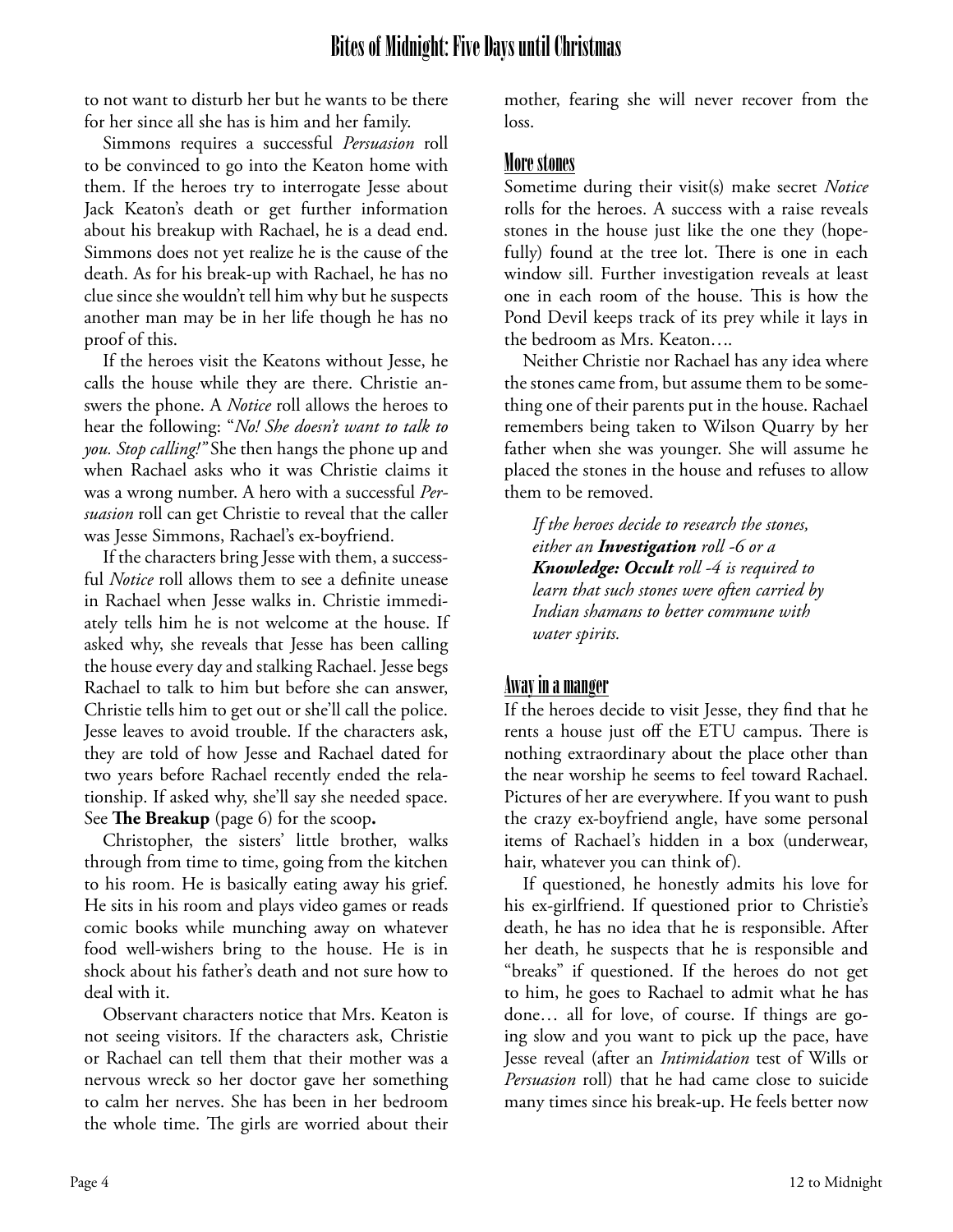to not want to disturb her but he wants to be there for her since all she has is him and her family.

Simmons requires a successful *Persuasion* roll to be convinced to go into the Keaton home with them. If the heroes try to interrogate Jesse about Jack Keaton's death or get further information about his breakup with Rachael, he is a dead end. Simmons does not yet realize he is the cause of the death. As for his break-up with Rachael, he has no clue since she wouldn't tell him why but he suspects another man may be in her life though he has no proof of this.

If the heroes visit the Keatons without Jesse, he calls the house while they are there. Christie answers the phone. A *Notice* roll allows the heroes to hear the following: "*No! She doesn't want to talk to you. Stop calling!*" She then hangs the phone up and when Rachael asks who it was Christie claims it was a wrong number. A hero with a successful *Persuasion* roll can get Christie to reveal that the caller was Jesse Simmons, Rachael's ex-boyfriend.

If the characters bring Jesse with them, a successful *Notice* roll allows them to see a definite unease in Rachael when Jesse walks in. Christie immediately tells him he is not welcome at the house. If asked why, she reveals that Jesse has been calling the house every day and stalking Rachael. Jesse begs Rachael to talk to him but before she can answer, Christie tells him to get out or she'll call the police. Jesse leaves to avoid trouble. If the characters ask, they are told of how Jesse and Rachael dated for two years before Rachael recently ended the relationship. If asked why, she'll say she needed space. See **The Breakup** (page 6) for the scoop**.**

Christopher, the sisters' little brother, walks through from time to time, going from the kitchen to his room. He is basically eating away his grief. He sits in his room and plays video games or reads comic books while munching away on whatever food well-wishers bring to the house. He is in shock about his father's death and not sure how to deal with it.

Observant characters notice that Mrs. Keaton is not seeing visitors. If the characters ask, Christie or Rachael can tell them that their mother was a nervous wreck so her doctor gave her something to calm her nerves. She has been in her bedroom the whole time. The girls are worried about their mother, fearing she will never recover from the loss.

## More stones

Sometime during their visit(s) make secret *Notice* rolls for the heroes. A success with a raise reveals stones in the house just like the one they (hopefully) found at the tree lot. There is one in each window sill. Further investigation reveals at least one in each room of the house. This is how the Pond Devil keeps track of its prey while it lays in the bedroom as Mrs. Keaton….

Neither Christie nor Rachael has any idea where the stones came from, but assume them to be something one of their parents put in the house. Rachael remembers being taken to Wilson Quarry by her father when she was younger. She will assume he placed the stones in the house and refuses to allow them to be removed.

*If the heroes decide to research the stones, either an **Investigation** roll -6 or a **Knowledge: Occult** roll -4 is required to learn that such stones were often carried by Indian shamans to better commune with water spirits.*

## Away in a manger

If the heroes decide to visit Jesse, they find that he rents a house just off the ETU campus. There is nothing extraordinary about the place other than the near worship he seems to feel toward Rachael. Pictures of her are everywhere. If you want to push the crazy ex-boyfriend angle, have some personal items of Rachael's hidden in a box (underwear, hair, whatever you can think of).

If questioned, he honestly admits his love for his ex-girlfriend. If questioned prior to Christie's death, he has no idea that he is responsible. After her death, he suspects that he is responsible and "breaks" if questioned. If the heroes do not get to him, he goes to Rachael to admit what he has done… all for love, of course. If things are going slow and you want to pick up the pace, have Jesse reveal (after an *Intimidation* test of Wills or *Persuasion* roll) that he had came close to suicide many times since his break-up. He feels better now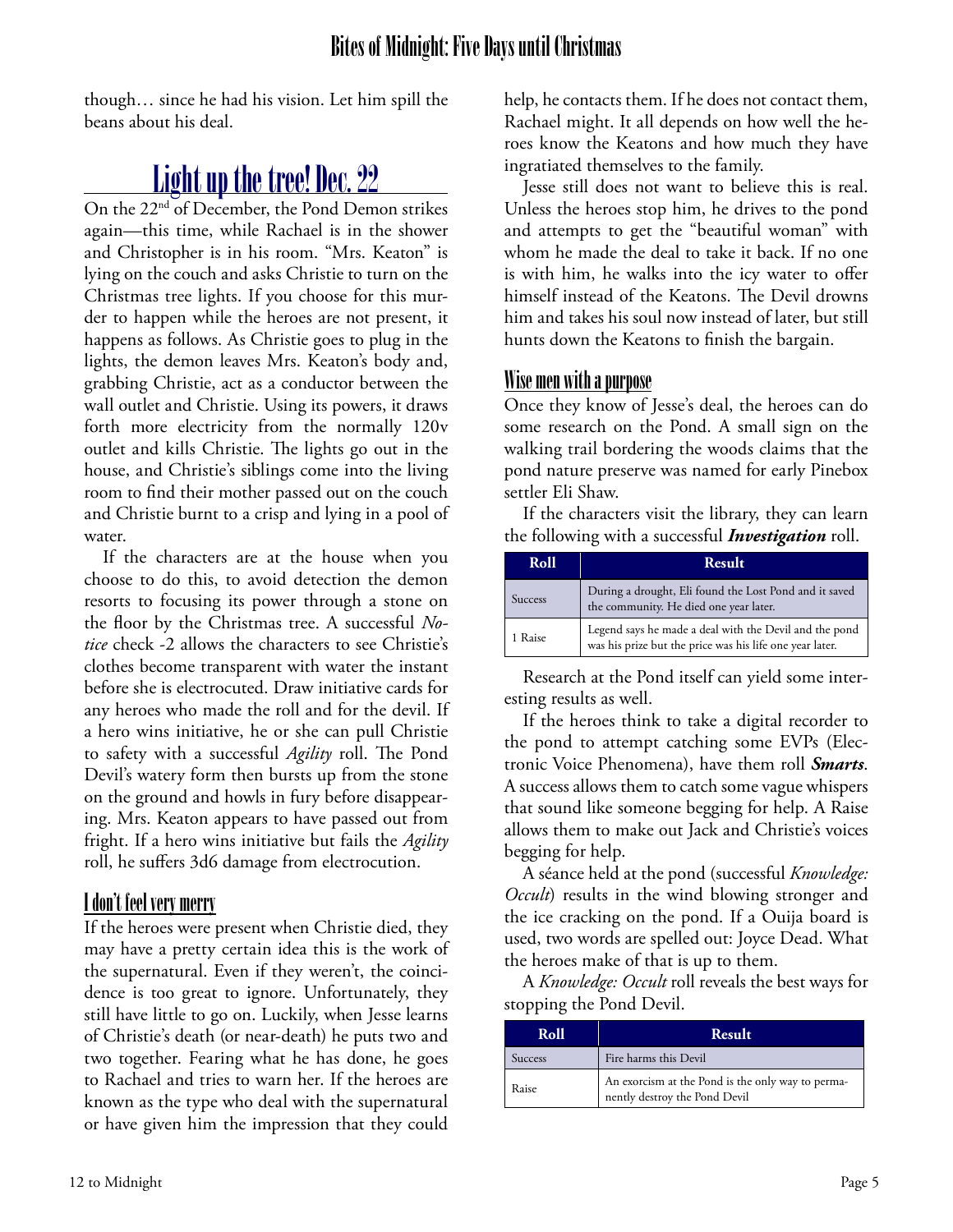though… since he had his vision. Let him spill the beans about his deal.

## Light up the tree! Dec. 22

On the 22nd of December, the Pond Demon strikes again—this time, while Rachael is in the shower and Christopher is in his room. "Mrs. Keaton" is lying on the couch and asks Christie to turn on the Christmas tree lights. If you choose for this murder to happen while the heroes are not present, it happens as follows. As Christie goes to plug in the lights, the demon leaves Mrs. Keaton's body and, grabbing Christie, act as a conductor between the wall outlet and Christie. Using its powers, it draws forth more electricity from the normally 120v outlet and kills Christie. The lights go out in the house, and Christie's siblings come into the living room to find their mother passed out on the couch and Christie burnt to a crisp and lying in a pool of water.

If the characters are at the house when you choose to do this, to avoid detection the demon resorts to focusing its power through a stone on the floor by the Christmas tree. A successful *Notice* check -2 allows the characters to see Christie's clothes become transparent with water the instant before she is electrocuted. Draw initiative cards for any heroes who made the roll and for the devil. If a hero wins initiative, he or she can pull Christie to safety with a successful *Agility* roll. The Pond Devil's watery form then bursts up from the stone on the ground and howls in fury before disappearing. Mrs. Keaton appears to have passed out from fright. If a hero wins initiative but fails the *Agility* roll, he suffers 3d6 damage from electrocution.

### I don't feel very merry

If the heroes were present when Christie died, they may have a pretty certain idea this is the work of the supernatural. Even if they weren't, the coincidence is too great to ignore. Unfortunately, they still have little to go on. Luckily, when Jesse learns of Christie's death (or near-death) he puts two and two together. Fearing what he has done, he goes to Rachael and tries to warn her. If the heroes are known as the type who deal with the supernatural or have given him the impression that they could help, he contacts them. If he does not contact them, Rachael might. It all depends on how well the heroes know the Keatons and how much they have ingratiated themselves to the family.

Jesse still does not want to believe this is real. Unless the heroes stop him, he drives to the pond and attempts to get the "beautiful woman" with whom he made the deal to take it back. If no one is with him, he walks into the icy water to offer himself instead of the Keatons. The Devil drowns him and takes his soul now instead of later, but still hunts down the Keatons to finish the bargain.

### Wise men with a purpose

Once they know of Jesse's deal, the heroes can do some research on the Pond. A small sign on the walking trail bordering the woods claims that the pond nature preserve was named for early Pinebox settler Eli Shaw.

If the characters visit the library, they can learn the following with a successful ***Investigation*** roll.

| Roll | Result |
|---|---|
| Success | During a drought, Eli found the Lost Pond and it saved the community. He died one year later. |
| 1 Raise | Legend says he made a deal with the Devil and the pond was his prize but the price was his life one year later. |

Research at the Pond itself can yield some interesting results as well.

If the heroes think to take a digital recorder to the pond to attempt catching some EVPs (Electronic Voice Phenomena), have them roll ***Smarts***. A success allows them to catch some vague whispers that sound like someone begging for help. A Raise allows them to make out Jack and Christie's voices begging for help.

A séance held at the pond (successful *Knowledge: Occult*) results in the wind blowing stronger and the ice cracking on the pond. If a Ouija board is used, two words are spelled out: Joyce Dead. What the heroes make of that is up to them.

A *Knowledge: Occult* roll reveals the best ways for stopping the Pond Devil.

| Roll | Result |
|---|---|
| Success | Fire harms this Devil |
| Raise | An exorcism at the Pond is the only way to permanently destroy the Pond Devil |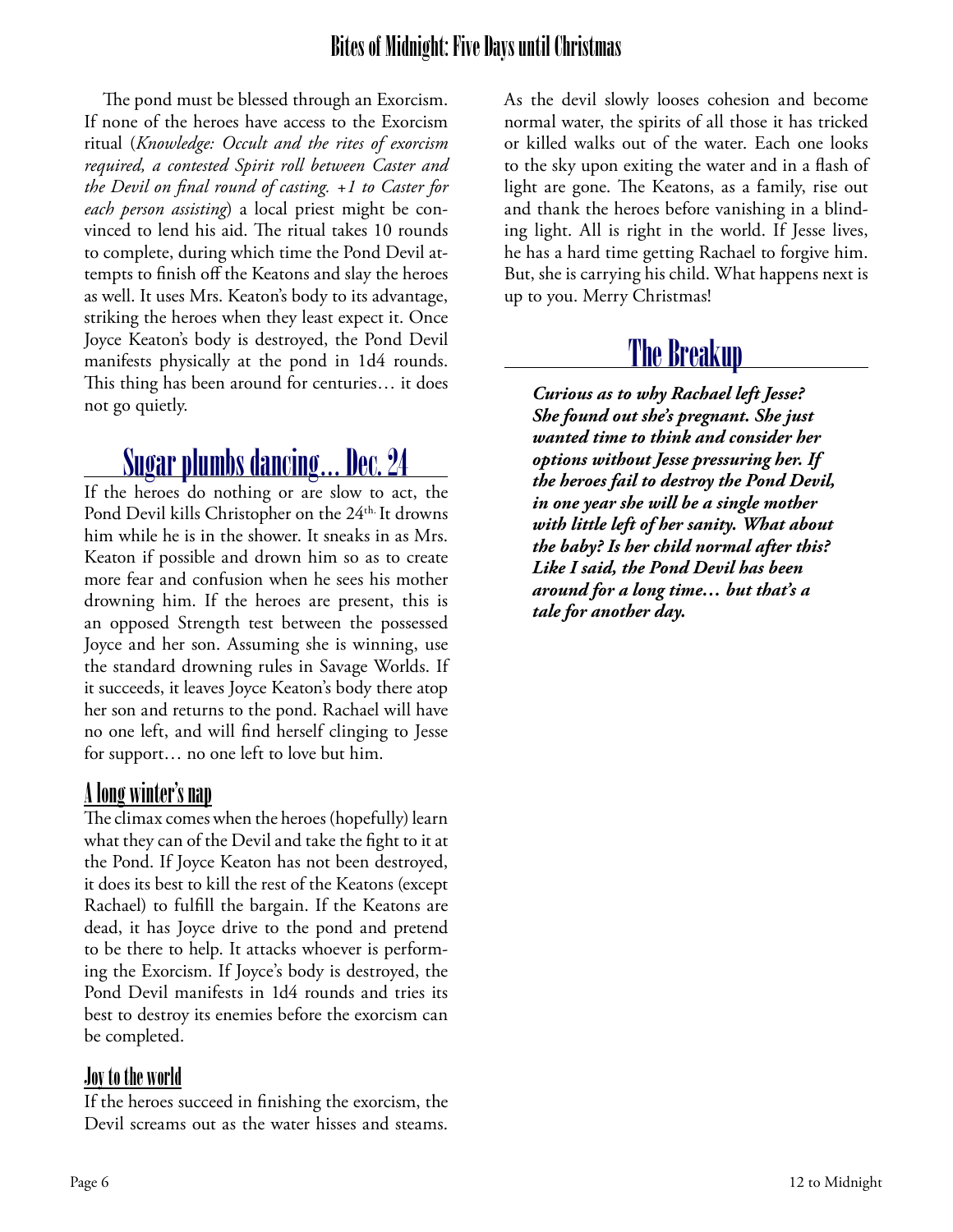The pond must be blessed through an Exorcism. If none of the heroes have access to the Exorcism ritual (*Knowledge: Occult and the rites of exorcism required, a contested Spirit roll between Caster and the Devil on final round of casting. +1 to Caster for each person assisting*) a local priest might be convinced to lend his aid. The ritual takes 10 rounds to complete, during which time the Pond Devil attempts to finish off the Keatons and slay the heroes as well. It uses Mrs. Keaton's body to its advantage, striking the heroes when they least expect it. Once Joyce Keaton's body is destroyed, the Pond Devil manifests physically at the pond in 1d4 rounds. This thing has been around for centuries… it does not go quietly.

## Sugar plumbs dancing… Dec. 24

If the heroes do nothing or are slow to act, the Pond Devil kills Christopher on the 24th. It drowns him while he is in the shower. It sneaks in as Mrs. Keaton if possible and drown him so as to create more fear and confusion when he sees his mother drowning him. If the heroes are present, this is an opposed Strength test between the possessed Joyce and her son. Assuming she is winning, use the standard drowning rules in Savage Worlds. If it succeeds, it leaves Joyce Keaton's body there atop her son and returns to the pond. Rachael will have no one left, and will find herself clinging to Jesse for support… no one left to love but him.

### A long winter's nap

The climax comes when the heroes (hopefully) learn what they can of the Devil and take the fight to it at the Pond. If Joyce Keaton has not been destroyed, it does its best to kill the rest of the Keatons (except Rachael) to fulfill the bargain. If the Keatons are dead, it has Joyce drive to the pond and pretend to be there to help. It attacks whoever is performing the Exorcism. If Joyce's body is destroyed, the Pond Devil manifests in 1d4 rounds and tries its best to destroy its enemies before the exorcism can be completed.

### Joy to the world

If the heroes succeed in finishing the exorcism, the Devil screams out as the water hisses and steams. As the devil slowly looses cohesion and become normal water, the spirits of all those it has tricked or killed walks out of the water. Each one looks to the sky upon exiting the water and in a flash of light are gone. The Keatons, as a family, rise out and thank the heroes before vanishing in a blinding light. All is right in the world. If Jesse lives, he has a hard time getting Rachael to forgive him. But, she is carrying his child. What happens next is up to you. Merry Christmas!

## The Breakup

***Curious as to why Rachael left Jesse? She found out she's pregnant. She just wanted time to think and consider her options without Jesse pressuring her. If the heroes fail to destroy the Pond Devil, in one year she will be a single mother with little left of her sanity. What about the baby? Is her child normal after this? Like I said, the Pond Devil has been around for a long time… but that's a tale for another day.***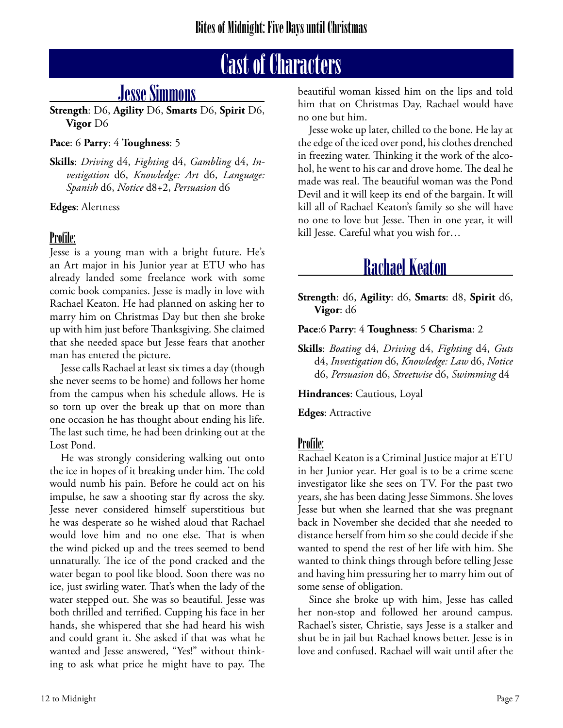# Cast of Characters

## Jesse Simmons

**Strength**: D6, **Agility** D6, **Smarts** D6, **Spirit** D6, **Vigor** D6

**Pace**: 6 **Parry**: 4 **Toughness**: 5

**Skills**: *Driving* d4, *Fighting* d4, *Gambling* d4, *Investigation* d6, *Knowledge: Art* d6, *Language: Spanish* d6, *Notice* d8+2, *Persuasion* d6

**Edges**: Alertness

### Profile:

Jesse is a young man with a bright future. He's an Art major in his Junior year at ETU who has already landed some freelance work with some comic book companies. Jesse is madly in love with Rachael Keaton. He had planned on asking her to marry him on Christmas Day but then she broke up with him just before Thanksgiving. She claimed that she needed space but Jesse fears that another man has entered the picture.

Jesse calls Rachael at least six times a day (though she never seems to be home) and follows her home from the campus when his schedule allows. He is so torn up over the break up that on more than one occasion he has thought about ending his life. The last such time, he had been drinking out at the Lost Pond.

He was strongly considering walking out onto the ice in hopes of it breaking under him. The cold would numb his pain. Before he could act on his impulse, he saw a shooting star fly across the sky. Jesse never considered himself superstitious but he was desperate so he wished aloud that Rachael would love him and no one else. That is when the wind picked up and the trees seemed to bend unnaturally. The ice of the pond cracked and the water began to pool like blood. Soon there was no ice, just swirling water. That's when the lady of the water stepped out. She was so beautiful. Jesse was both thrilled and terrified. Cupping his face in her hands, she whispered that she had heard his wish and could grant it. She asked if that was what he wanted and Jesse answered, "Yes!" without thinking to ask what price he might have to pay. The beautiful woman kissed him on the lips and told him that on Christmas Day, Rachael would have no one but him.

Jesse woke up later, chilled to the bone. He lay at the edge of the iced over pond, his clothes drenched in freezing water. Thinking it the work of the alcohol, he went to his car and drove home. The deal he made was real. The beautiful woman was the Pond Devil and it will keep its end of the bargain. It will kill all of Rachael Keaton's family so she will have no one to love but Jesse. Then in one year, it will kill Jesse. Careful what you wish for…

## Rachael Keaton

**Strength**: d6, **Agility**: d6, **Smarts**: d8, **Spirit** d6, **Vigor**: d6

**Pace**:6 **Parry**: 4 **Toughness**: 5 **Charisma**: 2

**Skills**: *Boating* d4, *Driving* d4, *Fighting* d4, *Guts* d4, *Investigation* d6, *Knowledge: Law* d6, *Notice* d6, *Persuasion* d6, *Streetwise* d6, *Swimming* d4

**Hindrances**: Cautious, Loyal

**Edges**: Attractive

### Profile:

Rachael Keaton is a Criminal Justice major at ETU in her Junior year. Her goal is to be a crime scene investigator like she sees on TV. For the past two years, she has been dating Jesse Simmons. She loves Jesse but when she learned that she was pregnant back in November she decided that she needed to distance herself from him so she could decide if she wanted to spend the rest of her life with him. She wanted to think things through before telling Jesse and having him pressuring her to marry him out of some sense of obligation.

Since she broke up with him, Jesse has called her non-stop and followed her around campus. Rachael's sister, Christie, says Jesse is a stalker and shut be in jail but Rachael knows better. Jesse is in love and confused. Rachael will wait until after the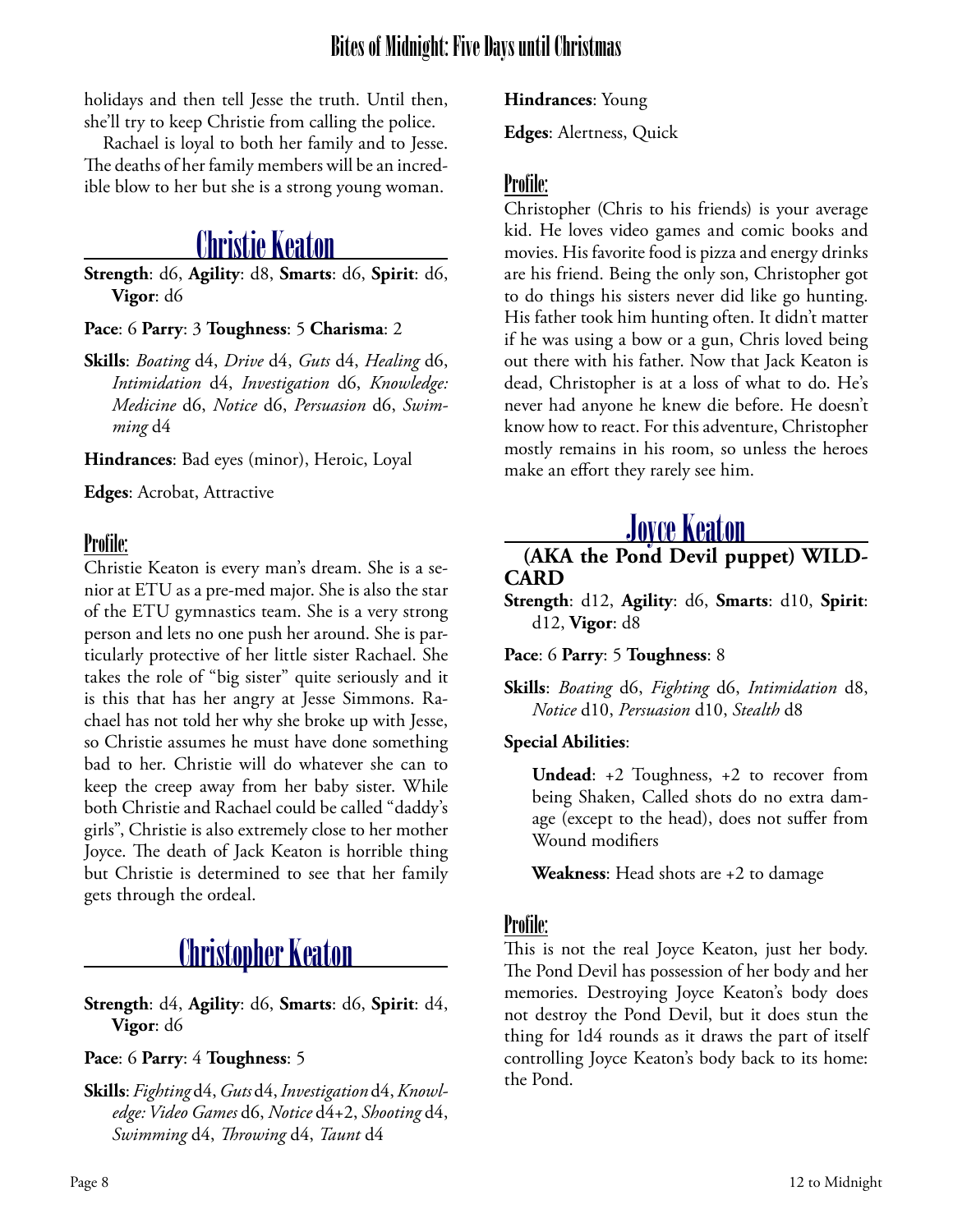holidays and then tell Jesse the truth. Until then, she'll try to keep Christie from calling the police.

Rachael is loyal to both her family and to Jesse. The deaths of her family members will be an incredible blow to her but she is a strong young woman.

## Christie Keaton

**Strength**: d6, **Agility**: d8, **Smarts**: d6, **Spirit**: d6, **Vigor**: d6

**Pace**: 6 **Parry**: 3 **Toughness**: 5 **Charisma**: 2

**Skills**: *Boating* d4, *Drive* d4, *Guts* d4, *Healing* d6, *Intimidation* d4, *Investigation* d6, *Knowledge: Medicine* d6, *Notice* d6, *Persuasion* d6, *Swimming* d4

**Hindrances**: Bad eyes (minor), Heroic, Loyal

**Edges**: Acrobat, Attractive

### Profile:

Christie Keaton is every man's dream. She is a senior at ETU as a pre-med major. She is also the star of the ETU gymnastics team. She is a very strong person and lets no one push her around. She is particularly protective of her little sister Rachael. She takes the role of "big sister" quite seriously and it is this that has her angry at Jesse Simmons. Rachael has not told her why she broke up with Jesse, so Christie assumes he must have done something bad to her. Christie will do whatever she can to keep the creep away from her baby sister. While both Christie and Rachael could be called "daddy's girls", Christie is also extremely close to her mother Joyce. The death of Jack Keaton is horrible thing but Christie is determined to see that her family gets through the ordeal.

## Christopher Keaton

**Strength**: d4, **Agility**: d6, **Smarts**: d6, **Spirit**: d4, **Vigor**: d6

**Pace**: 6 **Parry**: 4 **Toughness**: 5

**Skills**: *Fighting* d4, *Guts* d4, *Investigation* d4, *Knowledge: Video Games* d6, *Notice* d4+2, *Shooting* d4, *Swimming* d4, *Throwing* d4, *Taunt* d4

**Hindrances**: Young

**Edges**: Alertness, Quick

### Profile:

Christopher (Chris to his friends) is your average kid. He loves video games and comic books and movies. His favorite food is pizza and energy drinks are his friend. Being the only son, Christopher got to do things his sisters never did like go hunting. His father took him hunting often. It didn't matter if he was using a bow or a gun, Chris loved being out there with his father. Now that Jack Keaton is dead, Christopher is at a loss of what to do. He's never had anyone he knew die before. He doesn't know how to react. For this adventure, Christopher mostly remains in his room, so unless the heroes make an effort they rarely see him.

## Joyce Keaton

### (AKA the Pond Devil puppet) WILDCARD

**Strength**: d12, **Agility**: d6, **Smarts**: d10, **Spirit**: d12, **Vigor**: d8

**Pace**: 6 **Parry**: 5 **Toughness**: 8

**Skills**: *Boating* d6, *Fighting* d6, *Intimidation* d8, *Notice* d10, *Persuasion* d10, *Stealth* d8

**Special Abilities**:

**Undead**: +2 Toughness, +2 to recover from being Shaken, Called shots do no extra damage (except to the head), does not suffer from Wound modifiers

**Weakness**: Head shots are +2 to damage

### Profile:

This is not the real Joyce Keaton, just her body. The Pond Devil has possession of her body and her memories. Destroying Joyce Keaton's body does not destroy the Pond Devil, but it does stun the thing for 1d4 rounds as it draws the part of itself controlling Joyce Keaton's body back to its home: the Pond.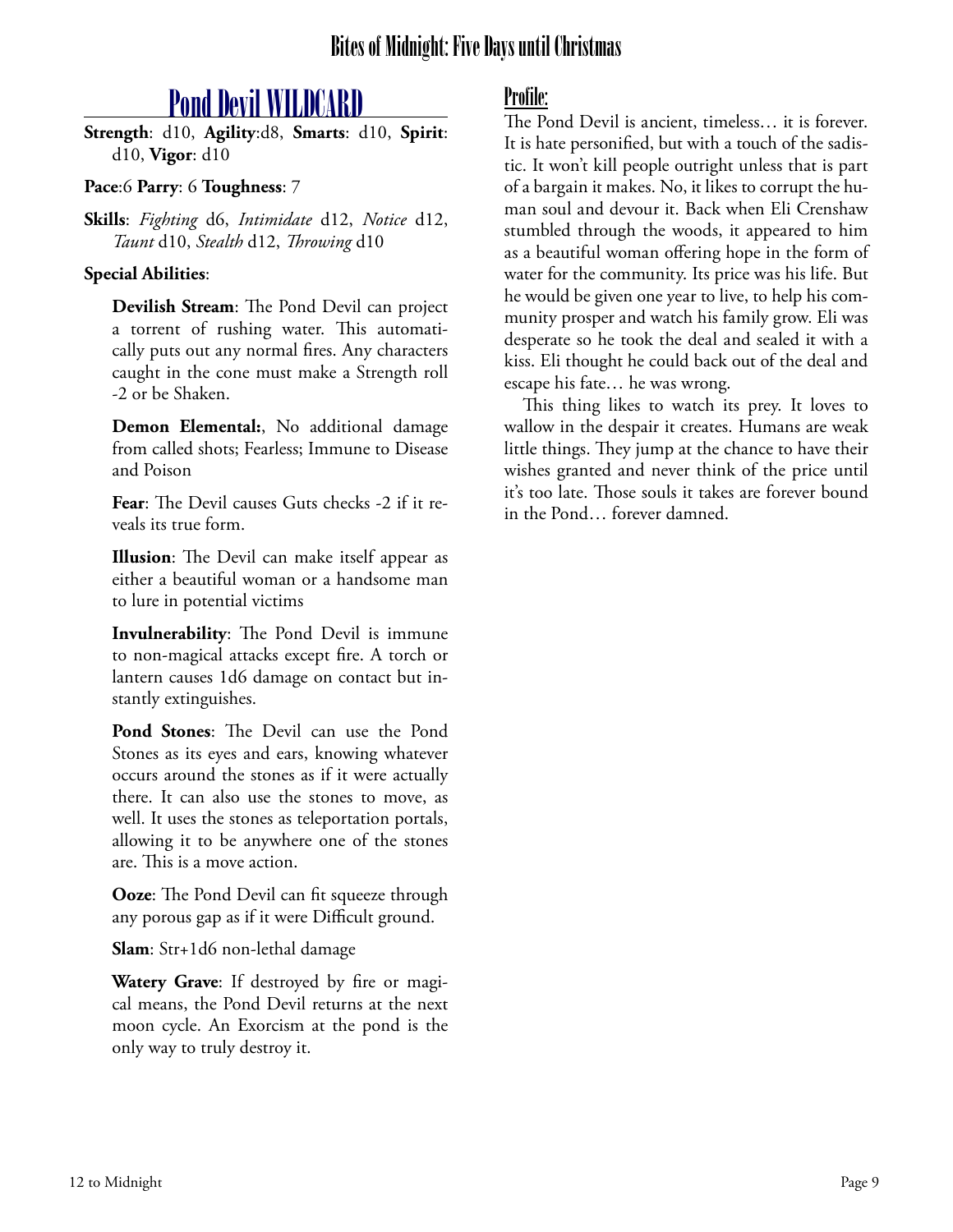## Pond Devil WILDCARD

**Strength**: d10, **Agility**:d8, **Smarts**: d10, **Spirit**: d10, **Vigor**: d10

**Pace**:6 **Parry**: 6 **Toughness**: 7

**Skills**: *Fighting* d6, *Intimidate* d12, *Notice* d12, *Taunt* d10, *Stealth* d12, *Throwing* d10

**Special Abilities**:

**Devilish Stream**: The Pond Devil can project a torrent of rushing water. This automatically puts out any normal fires. Any characters caught in the cone must make a Strength roll -2 or be Shaken.

**Demon Elemental:**, No additional damage from called shots; Fearless; Immune to Disease and Poison

**Fear**: The Devil causes Guts checks -2 if it reveals its true form.

**Illusion**: The Devil can make itself appear as either a beautiful woman or a handsome man to lure in potential victims

**Invulnerability**: The Pond Devil is immune to non-magical attacks except fire. A torch or lantern causes 1d6 damage on contact but instantly extinguishes.

**Pond Stones**: The Devil can use the Pond Stones as its eyes and ears, knowing whatever occurs around the stones as if it were actually there. It can also use the stones to move, as well. It uses the stones as teleportation portals, allowing it to be anywhere one of the stones are. This is a move action.

**Ooze**: The Pond Devil can fit squeeze through any porous gap as if it were Difficult ground.

**Slam**: Str+1d6 non-lethal damage

**Watery Grave**: If destroyed by fire or magical means, the Pond Devil returns at the next moon cycle. An Exorcism at the pond is the only way to truly destroy it.

## Profile:

The Pond Devil is ancient, timeless… it is forever. It is hate personified, but with a touch of the sadistic. It won't kill people outright unless that is part of a bargain it makes. No, it likes to corrupt the human soul and devour it. Back when Eli Crenshaw stumbled through the woods, it appeared to him as a beautiful woman offering hope in the form of water for the community. Its price was his life. But he would be given one year to live, to help his community prosper and watch his family grow. Eli was desperate so he took the deal and sealed it with a kiss. Eli thought he could back out of the deal and escape his fate… he was wrong.

This thing likes to watch its prey. It loves to wallow in the despair it creates. Humans are weak little things. They jump at the chance to have their wishes granted and never think of the price until it's too late. Those souls it takes are forever bound in the Pond… forever damned.